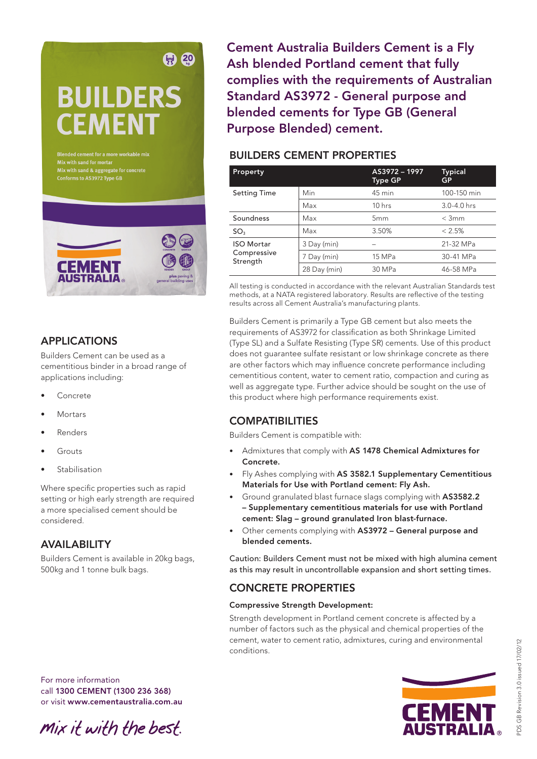# Cement Australia Builders Cement is a Fly Ash blended Portland cement that fully complies with the requirements of Australian Standard AS3972 - General purpose and blended cements for Type GB (General Purpose Blended) cement.

## APPLICATIONS

Builders Cement can be used as a cementitious binder in a broad range of applications including:

- Concrete
- Mortars
- Renders
- Grouts
- Stabilisation

Where specific properties such as rapid setting or high early strength are required a more specialised cement should be considered.

## AVAILABILITY

Builders Cement is available in 20kg bags, 500kg and 1 tonne bulk bags.

For more information call **1300 CEMENT (1300 236 368)** or visit **www.cementaustralia.com.au**

*mix it with the best.*

## BUILDERS CEMENT PROPERTIES

| Property | | AS3972 – 1997 Type GP | Typical GP |
|---|---|---|---|
| Setting Time | Min | 45 min | 100-150 min |
| | Max | 10 hrs | 3.0-4.0 hrs |
| Soundness | Max | 5mm | < 3mm |
| $SO_3$ | Max | 3.50% | < 2.5% |
| ISO Mortar Compressive Strength | 3 Day (min) | – | 21-32 MPa |
| | 7 Day (min) | 15 MPa | 30-41 MPa |
| | 28 Day (min) | 30 MPa | 46-58 MPa |

All testing is conducted in accordance with the relevant Australian Standards test methods, at a NATA registered laboratory. Results are reflective of the testing results across all Cement Australia's manufacturing plants.

Builders Cement is primarily a Type GB cement but also meets the requirements of AS3972 for classification as both Shrinkage Limited (Type SL) and a Sulfate Resisting (Type SR) cements. Use of this product does not guarantee sulfate resistant or low shrinkage concrete as there are other factors which may influence concrete performance including cementitious content, water to cement ratio, compaction and curing as well as aggregate type. Further advice should be sought on the use of this product where high performance requirements exist.

## COMPATIBILITIES

Builders Cement is compatible with:

- Admixtures that comply with **AS 1478 Chemical Admixtures for Concrete.**
- Fly Ashes complying with **AS 3582.1 Supplementary Cementitious Materials for Use with Portland cement: Fly Ash.**
- Ground granulated blast furnace slags complying with **AS3582.2 – Supplementary cementitious materials for use with Portland cement: Slag – ground granulated Iron blast-furnace.**
- Other cements complying with **AS3972 – General purpose and blended cements.**

Caution: Builders Cement must not be mixed with high alumina cement as this may result in uncontrollable expansion and short setting times.

## CONCRETE PROPERTIES

**Compressive Strength Development:**

Strength development in Portland cement concrete is affected by a number of factors such as the physical and chemical properties of the cement, water to cement ratio, admixtures, curing and environmental conditions.

PDS GB Revision 3.0 issued 17/02/12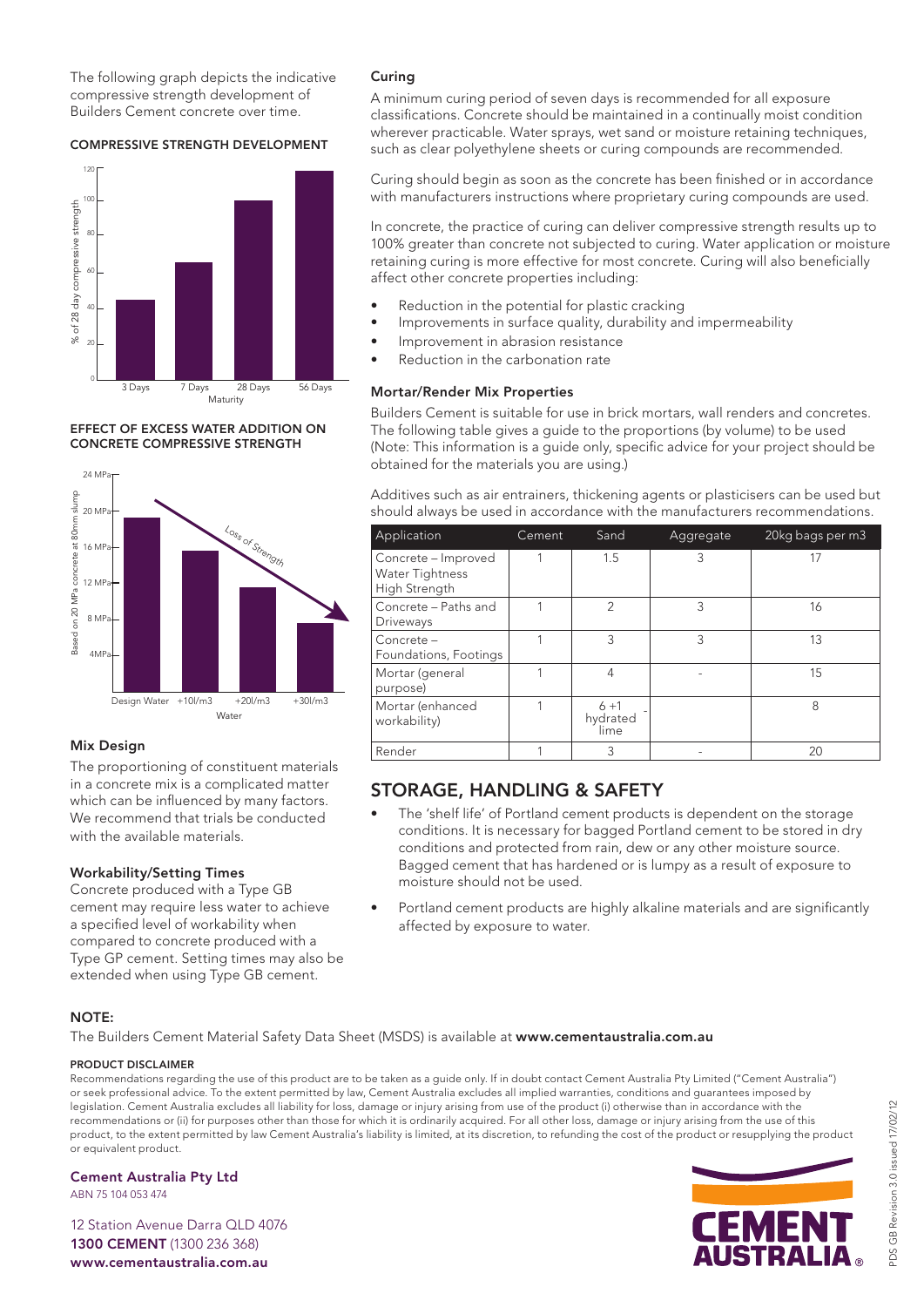The following graph depicts the indicative compressive strength development of Builders Cement concrete over time.

**COMPRESSIVE STRENGTH DEVELOPMENT**

% of 28 day compressive strength
0
20
40
60
80
100
120
3 Days
7 Days
28 Days
56 Days
Maturity

**EFFECT OF EXCESS WATER ADDITION ON CONCRETE COMPRESSIVE STRENGTH**

Based on 20 MPa concrete at 80mm slump
24 MPa
20 MPa
16 MPa
12 MPa
8 MPa
4MPa
Loss of Strength
Design Water
+10l/m3
+20l/m3
+30l/m3
Water

### Mix Design

The proportioning of constituent materials in a concrete mix is a complicated matter which can be influenced by many factors. We recommend that trials be conducted with the available materials.

### Workability/Setting Times

Concrete produced with a Type GB cement may require less water to achieve a specified level of workability when compared to concrete produced with a Type GP cement. Setting times may also be extended when using Type GB cement.

### Curing

A minimum curing period of seven days is recommended for all exposure classifications. Concrete should be maintained in a continually moist condition wherever practicable. Water sprays, wet sand or moisture retaining techniques, such as clear polyethylene sheets or curing compounds are recommended.

Curing should begin as soon as the concrete has been finished or in accordance with manufacturers instructions where proprietary curing compounds are used.

In concrete, the practice of curing can deliver compressive strength results up to 100% greater than concrete not subjected to curing. Water application or moisture retaining curing is more effective for most concrete. Curing will also beneficially affect other concrete properties including:

- Reduction in the potential for plastic cracking
- Improvements in surface quality, durability and impermeability
- Improvement in abrasion resistance
- Reduction in the carbonation rate

### Mortar/Render Mix Properties

Builders Cement is suitable for use in brick mortars, wall renders and concretes. The following table gives a guide to the proportions (by volume) to be used (Note: This information is a guide only, specific advice for your project should be obtained for the materials you are using.)

Additives such as air entrainers, thickening agents or plasticisers can be used but should always be used in accordance with the manufacturers recommendations.

| Application | Cement | Sand | Aggregate | 20kg bags per m3 |
|---|---|---|---|---|
| Concrete – Improved Water Tightness High Strength | 1 | 1.5 | 3 | 17 |
| Concrete – Paths and Driveways | 1 | 2 | 3 | 16 |
| Concrete – Foundations, Footings | 1 | 3 | 3 | 13 |
| Mortar (general purpose) | 1 | 4 | - | 15 |
| Mortar (enhanced workability) | 1 | 6 +1 hydrated lime | - | 8 |
| Render | 1 | 3 | - | 20 |

## STORAGE, HANDLING & SAFETY

- The 'shelf life' of Portland cement products is dependent on the storage conditions. It is necessary for bagged Portland cement to be stored in dry conditions and protected from rain, dew or any other moisture source. Bagged cement that has hardened or is lumpy as a result of exposure to moisture should not be used.
- Portland cement products are highly alkaline materials and are significantly affected by exposure to water.

### NOTE:

The Builders Cement Material Safety Data Sheet (MSDS) is available at **www.cementaustralia.com.au**

#### PRODUCT DISCLAIMER

Recommendations regarding the use of this product are to be taken as a guide only. If in doubt contact Cement Australia Pty Limited ("Cement Australia") or seek professional advice. To the extent permitted by law, Cement Australia excludes all implied warranties, conditions and guarantees imposed by legislation. Cement Australia excludes all liability for loss, damage or injury arising from use of the product (i) otherwise than in accordance with the recommendations or (ii) for purposes other than those for which it is ordinarily acquired. For all other loss, damage or injury arising from the use of this product, to the extent permitted by law Cement Australia's liability is limited, at its discretion, to refunding the cost of the product or resupplying the product or equivalent product.

**Cement Australia Pty Ltd**
ABN 75 104 053 474

12 Station Avenue Darra QLD 4076
**1300 CEMENT** (1300 236 368)
**www.cementaustralia.com.au**

CEMENT AUSTRALIA®

PDS GB Revision 3.0 issued 17/02/12